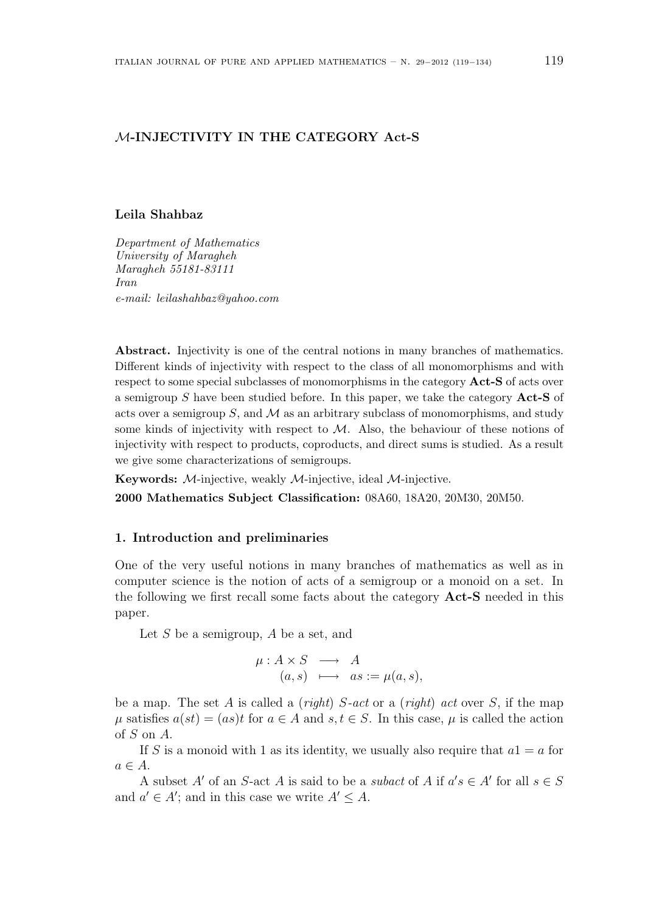# $\mathcal{M}$-INJECTIVITY IN THE CATEGORY Act-S

**Leila Shahbaz**

*Department of Mathematics*
*University of Maragheh*
*Maragheh 55181-83111*
*Iran*
*e-mail: leilashahbaz@yahoo.com*

**Abstract.** Injectivity is one of the central notions in many branches of mathematics. Different kinds of injectivity with respect to the class of all monomorphisms and with respect to some special subclasses of monomorphisms in the category **Act-S** of acts over a semigroup $S$ have been studied before. In this paper, we take the category **Act-S** of acts over a semigroup $S$, and $\mathcal{M}$ as an arbitrary subclass of monomorphisms, and study some kinds of injectivity with respect to $\mathcal{M}$. Also, the behaviour of these notions of injectivity with respect to products, coproducts, and direct sums is studied. As a result we give some characterizations of semigroups.

**Keywords:** $\mathcal{M}$-injective, weakly $\mathcal{M}$-injective, ideal $\mathcal{M}$-injective.

**2000 Mathematics Subject Classification:** 08A60, 18A20, 20M30, 20M50.

## 1. Introduction and preliminaries

One of the very useful notions in many branches of mathematics as well as in computer science is the notion of acts of a semigroup or a monoid on a set. In the following we first recall some facts about the category **Act-S** needed in this paper.

Let $S$ be a semigroup, $A$ be a set, and

$$\begin{aligned} \mu : A \times S \;&\longrightarrow\; A \\ (a, s) \;&\longmapsto\; as := \mu(a, s), \end{aligned}$$

be a map. The set $A$ is called a (*right*) $S$*-act* or a (*right*) *act* over $S$, if the map $\mu$ satisfies $a(st) = (as)t$ for $a \in A$ and $s, t \in S$. In this case, $\mu$ is called the action of $S$ on $A$.

If $S$ is a monoid with 1 as its identity, we usually also require that $a1 = a$ for $a \in A$.

A subset $A'$ of an $S$-act $A$ is said to be a *subact* of $A$ if $a's \in A'$ for all $s \in S$ and $a' \in A'$; and in this case we write $A' \leq A$.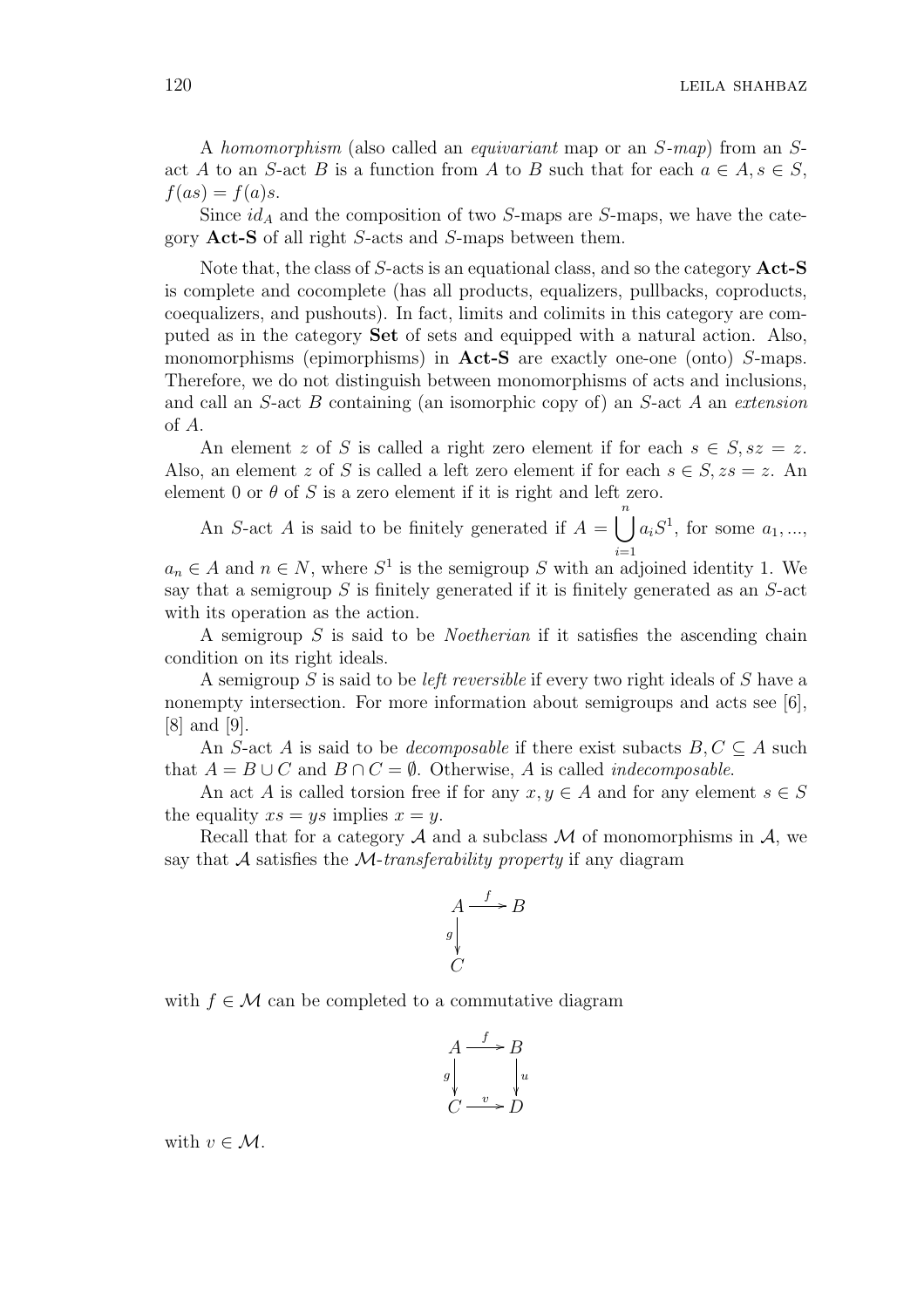A *homomorphism* (also called an *equivariant* map or an *S-map*) from an $S$-act $A$ to an $S$-act $B$ is a function from $A$ to $B$ such that for each $a \in A, s \in S$, $f(as) = f(a)s$.

Since $id_A$ and the composition of two $S$-maps are $S$-maps, we have the category **Act-S** of all right $S$-acts and $S$-maps between them.

Note that, the class of $S$-acts is an equational class, and so the category **Act-S** is complete and cocomplete (has all products, equalizers, pullbacks, coproducts, coequalizers, and pushouts). In fact, limits and colimits in this category are computed as in the category **Set** of sets and equipped with a natural action. Also, monomorphisms (epimorphisms) in **Act-S** are exactly one-one (onto) $S$-maps. Therefore, we do not distinguish between monomorphisms of acts and inclusions, and call an $S$-act $B$ containing (an isomorphic copy of) an $S$-act $A$ an *extension* of $A$.

An element $z$ of $S$ is called a right zero element if for each $s \in S, sz = z$. Also, an element $z$ of $S$ is called a left zero element if for each $s \in S, zs = z$. An element 0 or $\theta$ of $S$ is a zero element if it is right and left zero.

An $S$-act $A$ is said to be finitely generated if $A = \bigcup_{i=1}^{n} a_i S^1$, for some $a_1, ...,$ $a_n \in A$ and $n \in N$, where $S^1$ is the semigroup $S$ with an adjoined identity 1. We say that a semigroup $S$ is finitely generated if it is finitely generated as an $S$-act with its operation as the action.

A semigroup $S$ is said to be *Noetherian* if it satisfies the ascending chain condition on its right ideals.

A semigroup $S$ is said to be *left reversible* if every two right ideals of $S$ have a nonempty intersection. For more information about semigroups and acts see [6], [8] and [9].

An $S$-act $A$ is said to be *decomposable* if there exist subacts $B, C \subseteq A$ such that $A = B \cup C$ and $B \cap C = \emptyset$. Otherwise, $A$ is called *indecomposable*.

An act $A$ is called torsion free if for any $x, y \in A$ and for any element $s \in S$ the equality $xs = ys$ implies $x = y$.

Recall that for a category $\mathcal{A}$ and a subclass $\mathcal{M}$ of monomorphisms in $\mathcal{A}$, we say that $\mathcal{A}$ satisfies the $\mathcal{M}$-*transferability property* if any diagram

$$
\begin{array}{ccc}
A & \xrightarrow{f} & B \\
{\scriptstyle g}\downarrow & & \\
C & &
\end{array}
$$

with $f \in \mathcal{M}$ can be completed to a commutative diagram

$$
\begin{array}{ccc}
A & \xrightarrow{f} & B \\
{\scriptstyle g}\downarrow & & \downarrow{\scriptstyle u} \\
C & \xrightarrow{v} & D
\end{array}
$$

with $v \in \mathcal{M}$.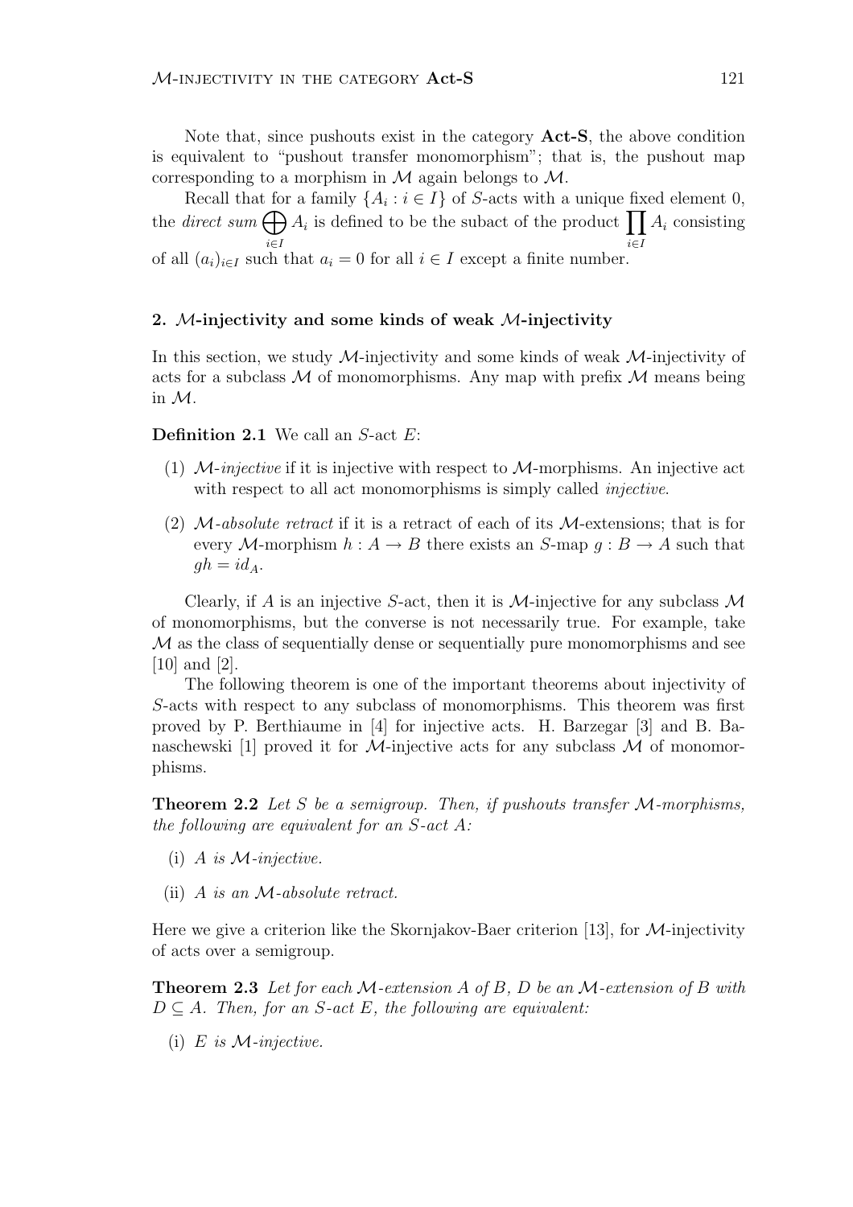Note that, since pushouts exist in the category **Act-S**, the above condition is equivalent to "pushout transfer monomorphism"; that is, the pushout map corresponding to a morphism in $\mathcal{M}$ again belongs to $\mathcal{M}$.

Recall that for a family $\{A_i : i \in I\}$ of $S$-acts with a unique fixed element 0, the *direct sum* $\bigoplus_{i\in I} A_i$ is defined to be the subact of the product $\prod_{i\in I} A_i$ consisting of all $(a_i)_{i\in I}$ such that $a_i = 0$ for all $i \in I$ except a finite number.

## 2. $\mathcal{M}$-injectivity and some kinds of weak $\mathcal{M}$-injectivity

In this section, we study $\mathcal{M}$-injectivity and some kinds of weak $\mathcal{M}$-injectivity of acts for a subclass $\mathcal{M}$ of monomorphisms. Any map with prefix $\mathcal{M}$ means being in $\mathcal{M}$.

**Definition 2.1** We call an $S$-act $E$:

1. $\mathcal{M}$-*injective* if it is injective with respect to $\mathcal{M}$-morphisms. An injective act with respect to all act monomorphisms is simply called *injective*.
2. $\mathcal{M}$-*absolute retract* if it is a retract of each of its $\mathcal{M}$-extensions; that is for every $\mathcal{M}$-morphism $h : A \to B$ there exists an $S$-map $g : B \to A$ such that $gh = id_A$.

Clearly, if $A$ is an injective $S$-act, then it is $\mathcal{M}$-injective for any subclass $\mathcal{M}$ of monomorphisms, but the converse is not necessarily true. For example, take $\mathcal{M}$ as the class of sequentially dense or sequentially pure monomorphisms and see [10] and [2].

The following theorem is one of the important theorems about injectivity of $S$-acts with respect to any subclass of monomorphisms. This theorem was first proved by P. Berthiaume in [4] for injective acts. H. Barzegar [3] and B. Banaschewski [1] proved it for $\mathcal{M}$-injective acts for any subclass $\mathcal{M}$ of monomorphisms.

**Theorem 2.2** *Let $S$ be a semigroup. Then, if pushouts transfer $\mathcal{M}$-morphisms, the following are equivalent for an $S$-act $A$:*

(i) *$A$ is $\mathcal{M}$-injective.*

(ii) *$A$ is an $\mathcal{M}$-absolute retract.*

Here we give a criterion like the Skornjakov-Baer criterion [13], for $\mathcal{M}$-injectivity of acts over a semigroup.

**Theorem 2.3** *Let for each $\mathcal{M}$-extension $A$ of $B$, $D$ be an $\mathcal{M}$-extension of $B$ with $D \subseteq A$. Then, for an $S$-act $E$, the following are equivalent:*

(i) *$E$ is $\mathcal{M}$-injective.*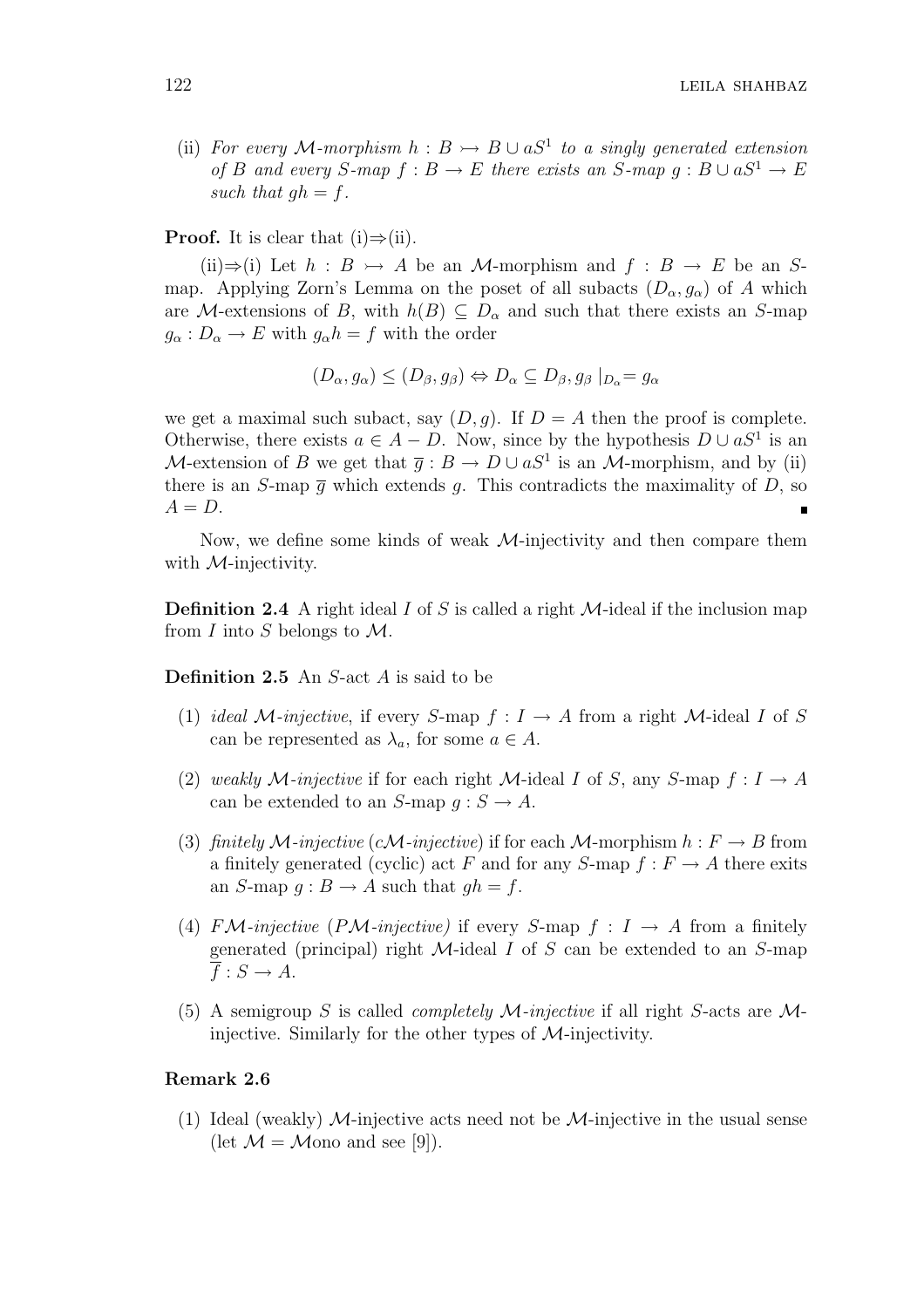(ii) *For every $\mathcal{M}$-morphism $h : B \rightarrowtail B \cup aS^1$ to a singly generated extension of $B$ and every $S$-map $f : B \to E$ there exists an $S$-map $g : B \cup aS^1 \to E$ such that $gh = f$.*

**Proof.** It is clear that (i)⇒(ii).

(ii)⇒(i) Let $h : B \rightarrowtail A$ be an $\mathcal{M}$-morphism and $f : B \to E$ be an $S$-map. Applying Zorn's Lemma on the poset of all subacts $(D_\alpha, g_\alpha)$ of $A$ which are $\mathcal{M}$-extensions of $B$, with $h(B) \subseteq D_\alpha$ and such that there exists an $S$-map $g_\alpha : D_\alpha \to E$ with $g_\alpha h = f$ with the order

$$(D_\alpha, g_\alpha) \leq (D_\beta, g_\beta) \Leftrightarrow D_\alpha \subseteq D_\beta, g_\beta \mid_{D_\alpha} = g_\alpha$$

we get a maximal such subact, say $(D, g)$. If $D = A$ then the proof is complete. Otherwise, there exists $a \in A - D$. Now, since by the hypothesis $D \cup aS^1$ is an $\mathcal{M}$-extension of $B$ we get that $\overline{g} : B \to D \cup aS^1$ is an $\mathcal{M}$-morphism, and by (ii) there is an $S$-map $\overline{g}$ which extends $g$. This contradicts the maximality of $D$, so $A = D$. ∎

Now, we define some kinds of weak $\mathcal{M}$-injectivity and then compare them with $\mathcal{M}$-injectivity.

**Definition 2.4** A right ideal $I$ of $S$ is called a right $\mathcal{M}$-ideal if the inclusion map from $I$ into $S$ belongs to $\mathcal{M}$.

**Definition 2.5** An $S$-act $A$ is said to be

1. *ideal $\mathcal{M}$-injective*, if every $S$-map $f : I \to A$ from a right $\mathcal{M}$-ideal $I$ of $S$ can be represented as $\lambda_a$, for some $a \in A$.
2. *weakly $\mathcal{M}$-injective* if for each right $\mathcal{M}$-ideal $I$ of $S$, any $S$-map $f : I \to A$ can be extended to an $S$-map $g : S \to A$.
3. *finitely $\mathcal{M}$-injective* (*c$\mathcal{M}$-injective*) if for each $\mathcal{M}$-morphism $h : F \to B$ from a finitely generated (cyclic) act $F$ and for any $S$-map $f : F \to A$ there exits an $S$-map $g : B \to A$ such that $gh = f$.
4. *F$\mathcal{M}$-injective* (*P$\mathcal{M}$-injective)* if every $S$-map $f : I \to A$ from a finitely generated (principal) right $\mathcal{M}$-ideal $I$ of $S$ can be extended to an $S$-map $\overline{f} : S \to A$.
5. A semigroup $S$ is called *completely $\mathcal{M}$-injective* if all right $S$-acts are $\mathcal{M}$-injective. Similarly for the other types of $\mathcal{M}$-injectivity.

**Remark 2.6**

1. Ideal (weakly) $\mathcal{M}$-injective acts need not be $\mathcal{M}$-injective in the usual sense (let $\mathcal{M} = \mathcal{M}$ono and see [9]).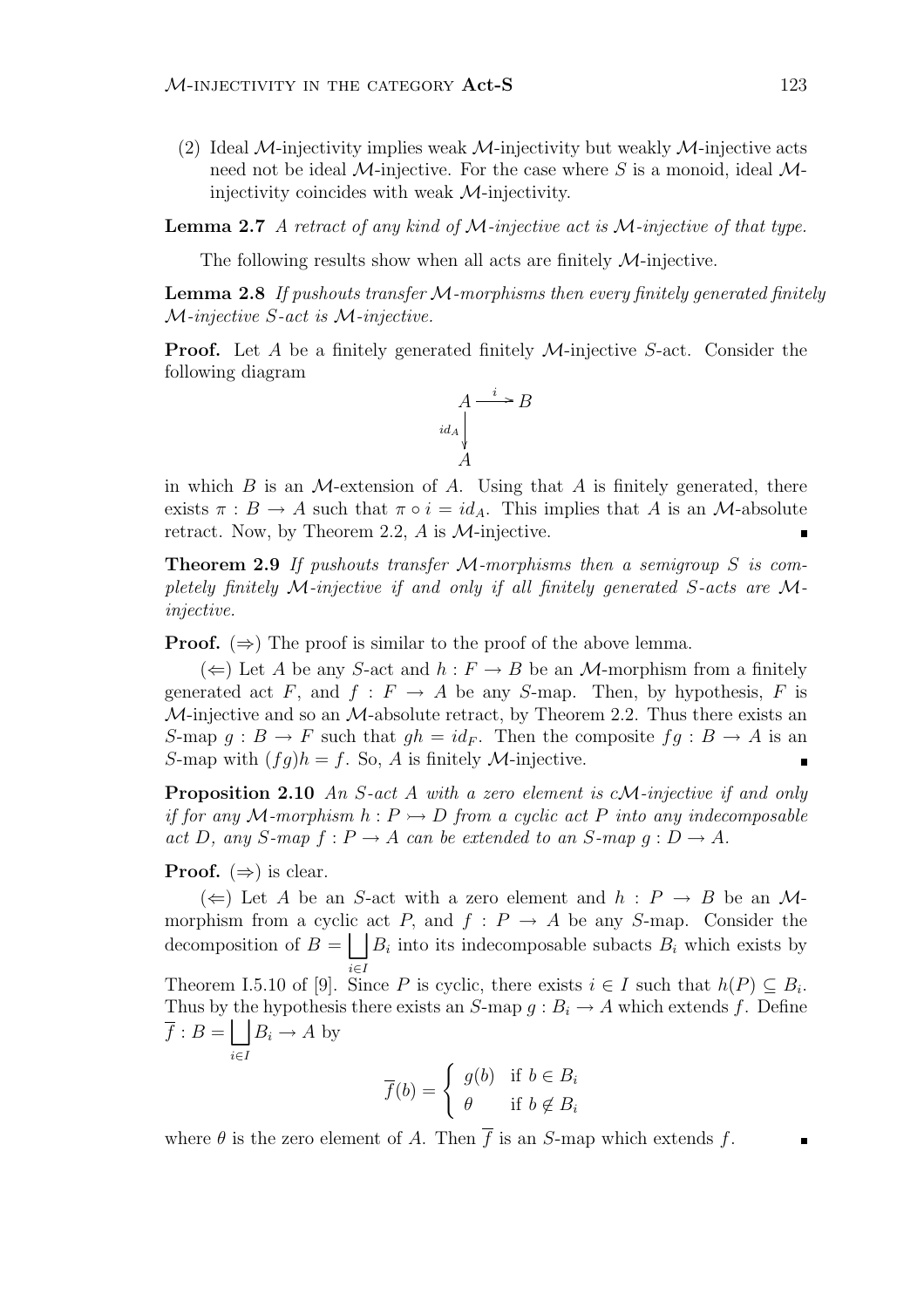(2) Ideal $\mathcal{M}$-injectivity implies weak $\mathcal{M}$-injectivity but weakly $\mathcal{M}$-injective acts need not be ideal $\mathcal{M}$-injective. For the case where $S$ is a monoid, ideal $\mathcal{M}$-injectivity coincides with weak $\mathcal{M}$-injectivity.

**Lemma 2.7** *A retract of any kind of $\mathcal{M}$-injective act is $\mathcal{M}$-injective of that type.*

The following results show when all acts are finitely $\mathcal{M}$-injective.

**Lemma 2.8** *If pushouts transfer $\mathcal{M}$-morphisms then every finitely generated finitely $\mathcal{M}$-injective $S$-act is $\mathcal{M}$-injective.*

**Proof.** Let $A$ be a finitely generated finitely $\mathcal{M}$-injective $S$-act. Consider the following diagram

$$\begin{array}{ccc} A & \xrightarrow{\ i\ } & B \\ {\scriptstyle id_A}\downarrow & & \\ A & & \end{array}$$

in which $B$ is an $\mathcal{M}$-extension of $A$. Using that $A$ is finitely generated, there exists $\pi : B \to A$ such that $\pi \circ i = id_A$. This implies that $A$ is an $\mathcal{M}$-absolute retract. Now, by Theorem 2.2, $A$ is $\mathcal{M}$-injective. ∎

**Theorem 2.9** *If pushouts transfer $\mathcal{M}$-morphisms then a semigroup $S$ is completely finitely $\mathcal{M}$-injective if and only if all finitely generated $S$-acts are $\mathcal{M}$-injective.*

**Proof.** $(\Rightarrow)$ The proof is similar to the proof of the above lemma.

$(\Leftarrow)$ Let $A$ be any $S$-act and $h : F \to B$ be an $\mathcal{M}$-morphism from a finitely generated act $F$, and $f : F \to A$ be any $S$-map. Then, by hypothesis, $F$ is $\mathcal{M}$-injective and so an $\mathcal{M}$-absolute retract, by Theorem 2.2. Thus there exists an $S$-map $g : B \to F$ such that $gh = id_F$. Then the composite $fg : B \to A$ is an $S$-map with $(fg)h = f$. So, $A$ is finitely $\mathcal{M}$-injective. ∎

**Proposition 2.10** *An $S$-act $A$ with a zero element is $c\mathcal{M}$-injective if and only if for any $\mathcal{M}$-morphism $h : P \rightarrowtail D$ from a cyclic act $P$ into any indecomposable act $D$, any $S$-map $f : P \to A$ can be extended to an $S$-map $g : D \to A$.*

**Proof.** $(\Rightarrow)$ is clear.

$(\Leftarrow)$ Let $A$ be an $S$-act with a zero element and $h : P \to B$ be an $\mathcal{M}$-morphism from a cyclic act $P$, and $f : P \to A$ be any $S$-map. Consider the decomposition of $B = \bigsqcup_{i \in I} B_i$ into its indecomposable subacts $B_i$ which exists by Theorem I.5.10 of [9]. Since $P$ is cyclic, there exists $i \in I$ such that $h(P) \subseteq B_i$. Thus by the hypothesis there exists an $S$-map $g : B_i \to A$ which extends $f$. Define $\overline{f} : B = \bigsqcup_{i \in I} B_i \to A$ by

$$\overline{f}(b) = \begin{cases} g(b) & \text{if } b \in B_i \\ \theta & \text{if } b \notin B_i \end{cases}$$

where $\theta$ is the zero element of $A$. Then $\overline{f}$ is an $S$-map which extends $f$. ∎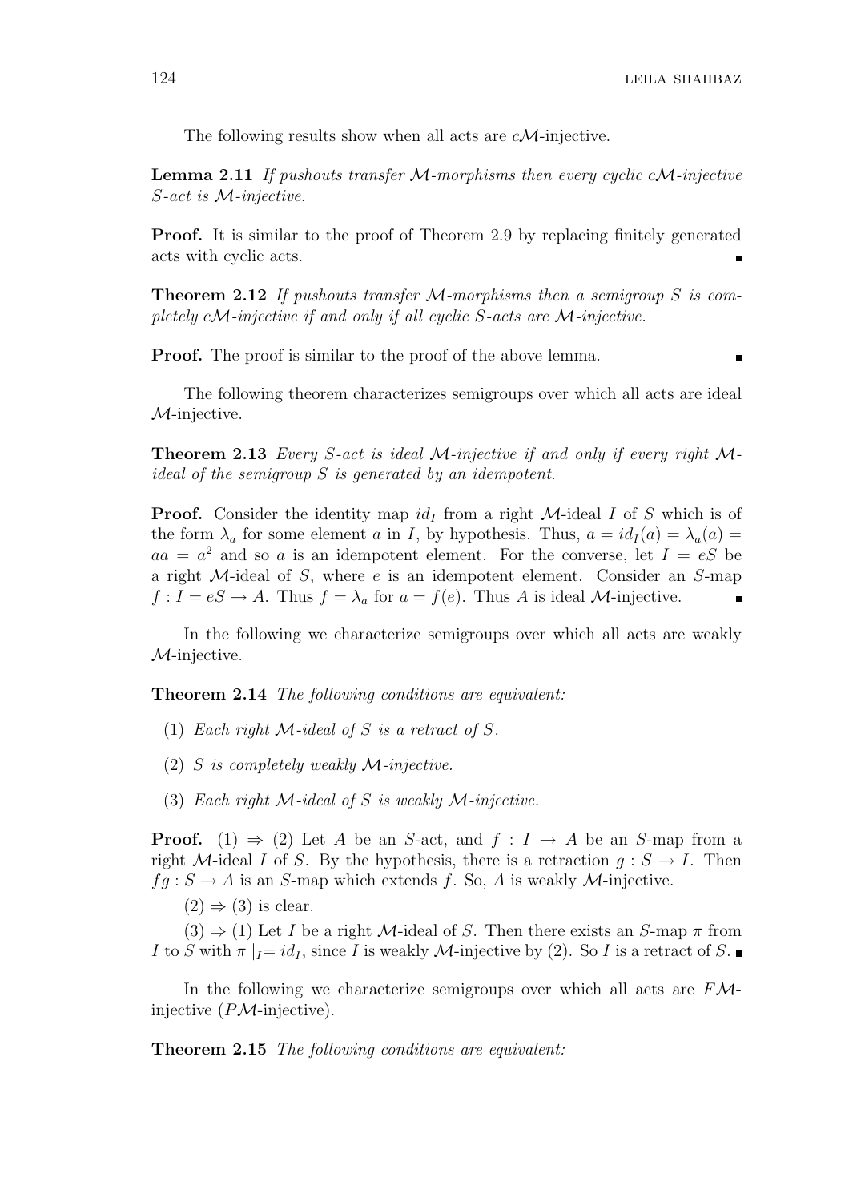The following results show when all acts are $c\mathcal{M}$-injective.

**Lemma 2.11** *If pushouts transfer $\mathcal{M}$-morphisms then every cyclic $c\mathcal{M}$-injective $S$-act is $\mathcal{M}$-injective.*

**Proof.** It is similar to the proof of Theorem 2.9 by replacing finitely generated acts with cyclic acts. ∎

**Theorem 2.12** *If pushouts transfer $\mathcal{M}$-morphisms then a semigroup $S$ is completely $c\mathcal{M}$-injective if and only if all cyclic $S$-acts are $\mathcal{M}$-injective.*

**Proof.** The proof is similar to the proof of the above lemma. ∎

The following theorem characterizes semigroups over which all acts are ideal $\mathcal{M}$-injective.

**Theorem 2.13** *Every $S$-act is ideal $\mathcal{M}$-injective if and only if every right $\mathcal{M}$-ideal of the semigroup $S$ is generated by an idempotent.*

**Proof.** Consider the identity map $id_I$ from a right $\mathcal{M}$-ideal $I$ of $S$ which is of the form $\lambda_a$ for some element $a$ in $I$, by hypothesis. Thus, $a = id_I(a) = \lambda_a(a) = aa = a^2$ and so $a$ is an idempotent element. For the converse, let $I = eS$ be a right $\mathcal{M}$-ideal of $S$, where $e$ is an idempotent element. Consider an $S$-map $f : I = eS \to A$. Thus $f = \lambda_a$ for $a = f(e)$. Thus $A$ is ideal $\mathcal{M}$-injective. ∎

In the following we characterize semigroups over which all acts are weakly $\mathcal{M}$-injective.

**Theorem 2.14** *The following conditions are equivalent:*

1. *Each right $\mathcal{M}$-ideal of $S$ is a retract of $S$.*
2. *$S$ is completely weakly $\mathcal{M}$-injective.*
3. *Each right $\mathcal{M}$-ideal of $S$ is weakly $\mathcal{M}$-injective.*

**Proof.** (1) $\Rightarrow$ (2) Let $A$ be an $S$-act, and $f : I \to A$ be an $S$-map from a right $\mathcal{M}$-ideal $I$ of $S$. By the hypothesis, there is a retraction $g : S \to I$. Then $fg : S \to A$ is an $S$-map which extends $f$. So, $A$ is weakly $\mathcal{M}$-injective.

(2) $\Rightarrow$ (3) is clear.

(3) $\Rightarrow$ (1) Let $I$ be a right $\mathcal{M}$-ideal of $S$. Then there exists an $S$-map $\pi$ from $I$ to $S$ with $\pi |_I = id_I$, since $I$ is weakly $\mathcal{M}$-injective by (2). So $I$ is a retract of $S$. ∎

In the following we characterize semigroups over which all acts are $F\mathcal{M}$-injective ($P\mathcal{M}$-injective).

**Theorem 2.15** *The following conditions are equivalent:*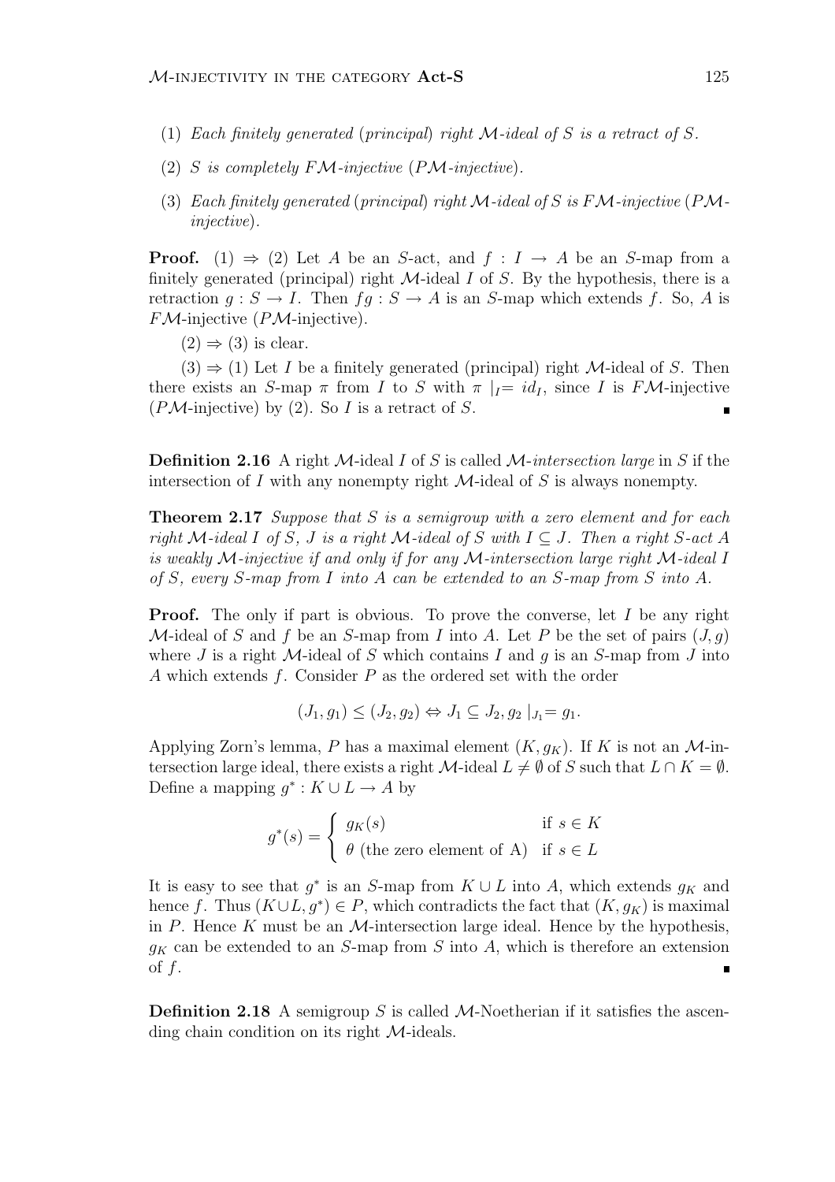(1) *Each finitely generated* (*principal*) *right $\mathcal{M}$-ideal of $S$ is a retract of $S$.*

(2) *$S$ is completely $F\mathcal{M}$-injective* (*$P\mathcal{M}$-injective*).

(3) *Each finitely generated* (*principal*) *right $\mathcal{M}$-ideal of $S$ is $F\mathcal{M}$-injective* (*$P\mathcal{M}$-injective*).

**Proof.** (1) $\Rightarrow$ (2) Let $A$ be an $S$-act, and $f : I \to A$ be an $S$-map from a finitely generated (principal) right $\mathcal{M}$-ideal $I$ of $S$. By the hypothesis, there is a retraction $g : S \to I$. Then $fg : S \to A$ is an $S$-map which extends $f$. So, $A$ is $F\mathcal{M}$-injective ($P\mathcal{M}$-injective).

(2) $\Rightarrow$ (3) is clear.

(3) $\Rightarrow$ (1) Let $I$ be a finitely generated (principal) right $\mathcal{M}$-ideal of $S$. Then there exists an $S$-map $\pi$ from $I$ to $S$ with $\pi\mid_I = id_I$, since $I$ is $F\mathcal{M}$-injective ($P\mathcal{M}$-injective) by (2). So $I$ is a retract of $S$. ∎

**Definition 2.16** A right $\mathcal{M}$-ideal $I$ of $S$ is called *$\mathcal{M}$-intersection large* in $S$ if the intersection of $I$ with any nonempty right $\mathcal{M}$-ideal of $S$ is always nonempty.

**Theorem 2.17** *Suppose that $S$ is a semigroup with a zero element and for each right $\mathcal{M}$-ideal $I$ of $S$, $J$ is a right $\mathcal{M}$-ideal of $S$ with $I \subseteq J$. Then a right $S$-act $A$ is weakly $\mathcal{M}$-injective if and only if for any $\mathcal{M}$-intersection large right $\mathcal{M}$-ideal $I$ of $S$, every $S$-map from $I$ into $A$ can be extended to an $S$-map from $S$ into $A$.*

**Proof.** The only if part is obvious. To prove the converse, let $I$ be any right $\mathcal{M}$-ideal of $S$ and $f$ be an $S$-map from $I$ into $A$. Let $P$ be the set of pairs $(J, g)$ where $J$ is a right $\mathcal{M}$-ideal of $S$ which contains $I$ and $g$ is an $S$-map from $J$ into $A$ which extends $f$. Consider $P$ as the ordered set with the order

$$(J_1, g_1) \leq (J_2, g_2) \Leftrightarrow J_1 \subseteq J_2, g_2\mid_{J_1} = g_1.$$

Applying Zorn's lemma, $P$ has a maximal element $(K, g_K)$. If $K$ is not an $\mathcal{M}$-intersection large ideal, there exists a right $\mathcal{M}$-ideal $L \neq \emptyset$ of $S$ such that $L \cap K = \emptyset$. Define a mapping $g^* : K \cup L \to A$ by

$$g^*(s) = \begin{cases} g_K(s) & \text{if } s \in K \\ \theta \text{ (the zero element of A)} & \text{if } s \in L \end{cases}$$

It is easy to see that $g^*$ is an $S$-map from $K \cup L$ into $A$, which extends $g_K$ and hence $f$. Thus $(K \cup L, g^*) \in P$, which contradicts the fact that $(K, g_K)$ is maximal in $P$. Hence $K$ must be an $\mathcal{M}$-intersection large ideal. Hence by the hypothesis, $g_K$ can be extended to an $S$-map from $S$ into $A$, which is therefore an extension of $f$. ∎

**Definition 2.18** A semigroup $S$ is called $\mathcal{M}$-Noetherian if it satisfies the ascending chain condition on its right $\mathcal{M}$-ideals.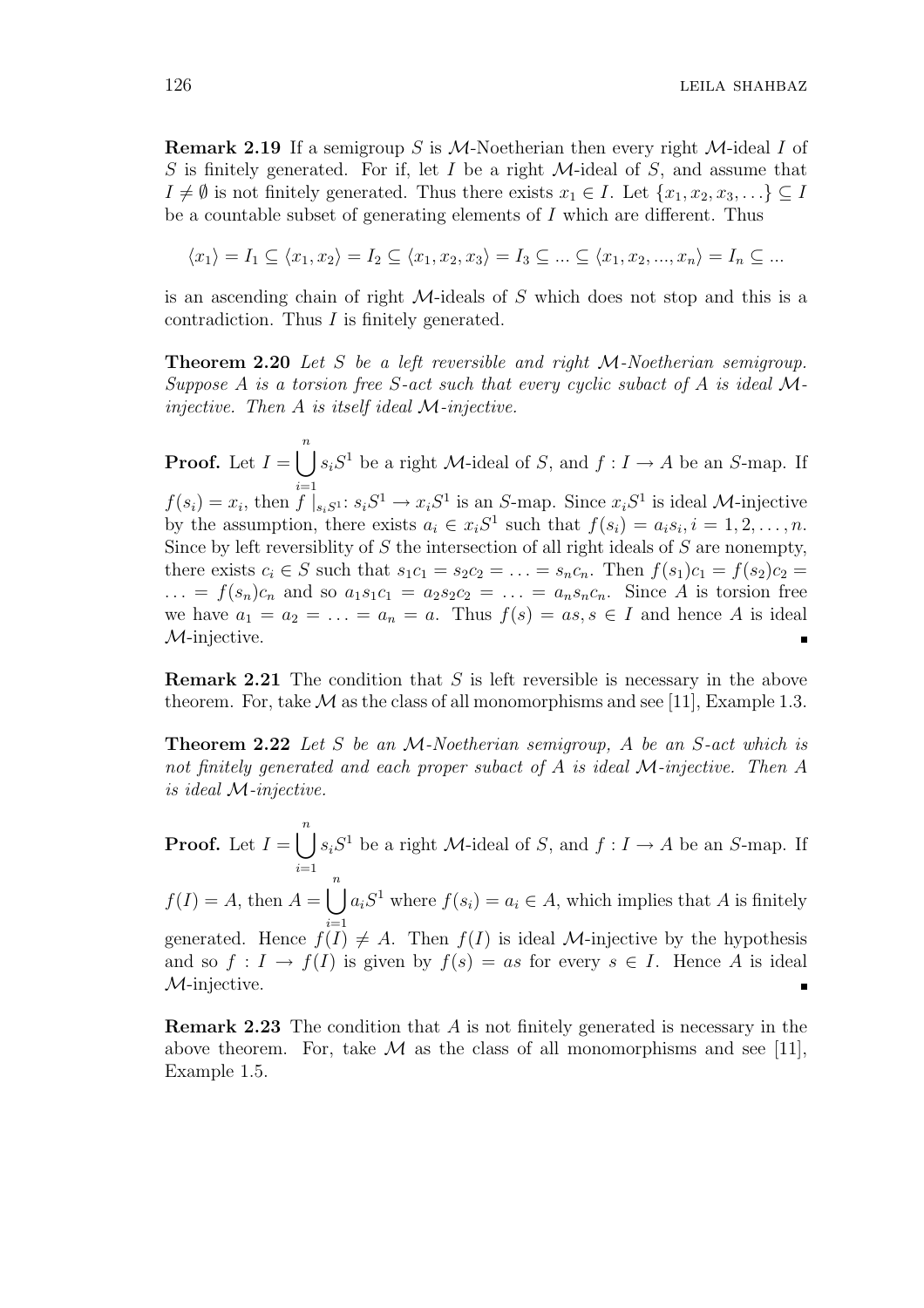**Remark 2.19** If a semigroup $S$ is $\mathcal{M}$-Noetherian then every right $\mathcal{M}$-ideal $I$ of $S$ is finitely generated. For if, let $I$ be a right $\mathcal{M}$-ideal of $S$, and assume that $I \neq \emptyset$ is not finitely generated. Thus there exists $x_1 \in I$. Let $\{x_1, x_2, x_3, \ldots\} \subseteq I$ be a countable subset of generating elements of $I$ which are different. Thus

$$\langle x_1 \rangle = I_1 \subseteq \langle x_1, x_2 \rangle = I_2 \subseteq \langle x_1, x_2, x_3 \rangle = I_3 \subseteq ... \subseteq \langle x_1, x_2, ..., x_n \rangle = I_n \subseteq ...$$

is an ascending chain of right $\mathcal{M}$-ideals of $S$ which does not stop and this is a contradiction. Thus $I$ is finitely generated.

**Theorem 2.20** *Let $S$ be a left reversible and right $\mathcal{M}$-Noetherian semigroup. Suppose $A$ is a torsion free $S$-act such that every cyclic subact of $A$ is ideal $\mathcal{M}$-injective. Then $A$ is itself ideal $\mathcal{M}$-injective.*

**Proof.** Let $I = \bigcup_{i=1}^{n} s_i S^1$ be a right $\mathcal{M}$-ideal of $S$, and $f : I \to A$ be an $S$-map. If $f(s_i) = x_i$, then $f\mid_{s_i S^1} : s_i S^1 \to x_i S^1$ is an $S$-map. Since $x_i S^1$ is ideal $\mathcal{M}$-injective by the assumption, there exists $a_i \in x_i S^1$ such that $f(s_i) = a_i s_i, i = 1, 2, \ldots, n$. Since by left reversiblity of $S$ the intersection of all right ideals of $S$ are nonempty, there exists $c_i \in S$ such that $s_1 c_1 = s_2 c_2 = \ldots = s_n c_n$. Then $f(s_1)c_1 = f(s_2)c_2 = \ldots = f(s_n)c_n$ and so $a_1 s_1 c_1 = a_2 s_2 c_2 = \ldots = a_n s_n c_n$. Since $A$ is torsion free we have $a_1 = a_2 = \ldots = a_n = a$. Thus $f(s) = as, s \in I$ and hence $A$ is ideal $\mathcal{M}$-injective. ∎

**Remark 2.21** The condition that $S$ is left reversible is necessary in the above theorem. For, take $\mathcal{M}$ as the class of all monomorphisms and see [11], Example 1.3.

**Theorem 2.22** *Let $S$ be an $\mathcal{M}$-Noetherian semigroup, $A$ be an $S$-act which is not finitely generated and each proper subact of $A$ is ideal $\mathcal{M}$-injective. Then $A$ is ideal $\mathcal{M}$-injective.*

**Proof.** Let $I = \bigcup_{i=1}^{n} s_i S^1$ be a right $\mathcal{M}$-ideal of $S$, and $f : I \to A$ be an $S$-map. If $f(I) = A$, then $A = \bigcup_{i=1}^{n} a_i S^1$ where $f(s_i) = a_i \in A$, which implies that $A$ is finitely generated. Hence $f(I) \neq A$. Then $f(I)$ is ideal $\mathcal{M}$-injective by the hypothesis and so $f : I \to f(I)$ is given by $f(s) = as$ for every $s \in I$. Hence $A$ is ideal $\mathcal{M}$-injective. ∎

**Remark 2.23** The condition that $A$ is not finitely generated is necessary in the above theorem. For, take $\mathcal{M}$ as the class of all monomorphisms and see [11], Example 1.5.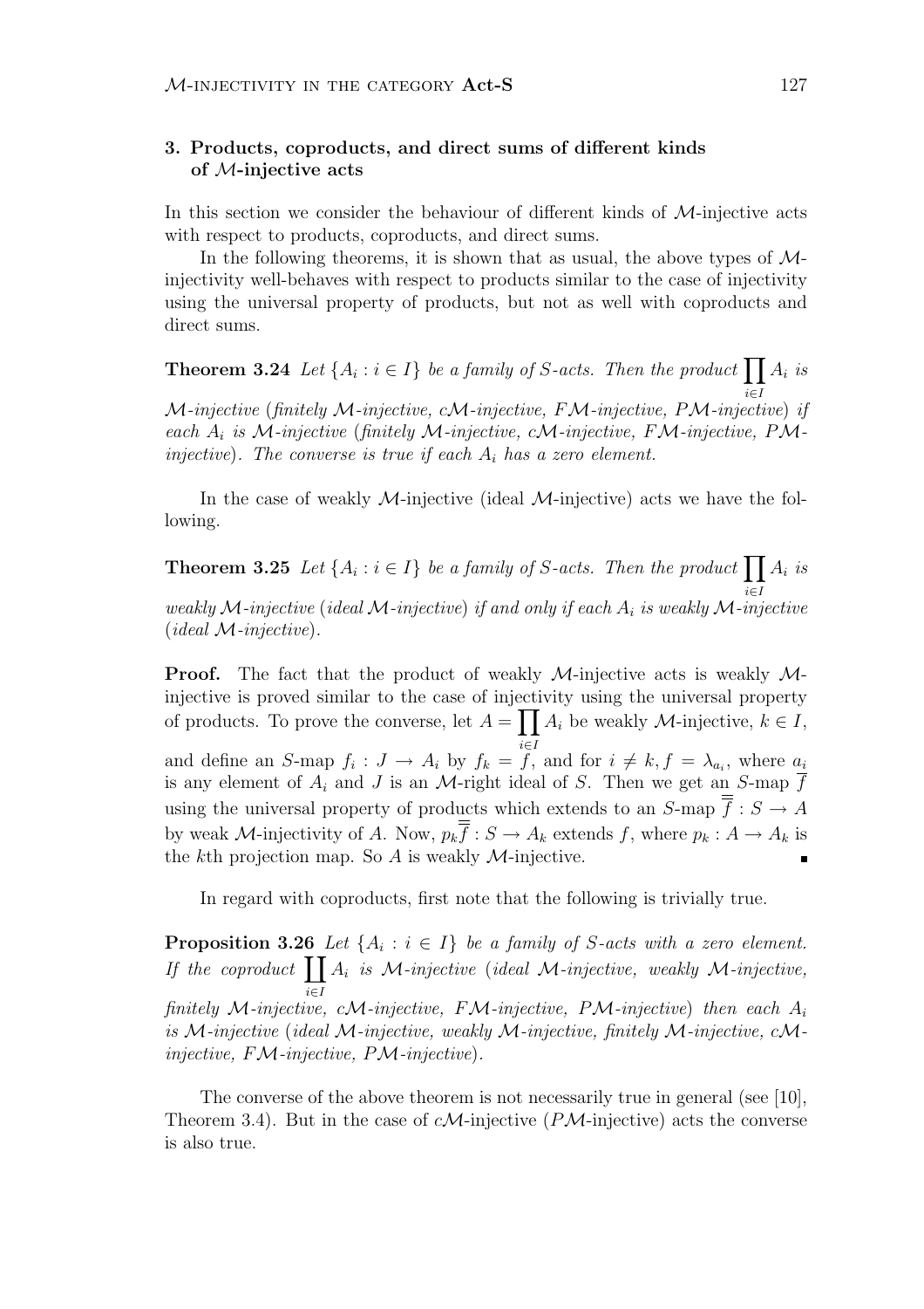## 3. Products, coproducts, and direct sums of different kinds of $\mathcal{M}$-injective acts

In this section we consider the behaviour of different kinds of $\mathcal{M}$-injective acts with respect to products, coproducts, and direct sums.

In the following theorems, it is shown that as usual, the above types of $\mathcal{M}$-injectivity well-behaves with respect to products similar to the case of injectivity using the universal property of products, but not as well with coproducts and direct sums.

**Theorem 3.24** *Let $\{A_i : i \in I\}$ be a family of $S$-acts. Then the product $\prod_{i \in I} A_i$ is $\mathcal{M}$-injective (finitely $\mathcal{M}$-injective, $c\mathcal{M}$-injective, $F\mathcal{M}$-injective, $P\mathcal{M}$-injective) if each $A_i$ is $\mathcal{M}$-injective (finitely $\mathcal{M}$-injective, $c\mathcal{M}$-injective, $F\mathcal{M}$-injective, $P\mathcal{M}$-injective). The converse is true if each $A_i$ has a zero element.*

In the case of weakly $\mathcal{M}$-injective (ideal $\mathcal{M}$-injective) acts we have the following.

**Theorem 3.25** *Let $\{A_i : i \in I\}$ be a family of $S$-acts. Then the product $\prod_{i \in I} A_i$ is weakly $\mathcal{M}$-injective (ideal $\mathcal{M}$-injective) if and only if each $A_i$ is weakly $\mathcal{M}$-injective (ideal $\mathcal{M}$-injective).*

**Proof.** The fact that the product of weakly $\mathcal{M}$-injective acts is weakly $\mathcal{M}$-injective is proved similar to the case of injectivity using the universal property of products. To prove the converse, let $A = \prod_{i \in I} A_i$ be weakly $\mathcal{M}$-injective, $k \in I$, and define an $S$-map $f_i : J \to A_i$ by $f_k = f$, and for $i \neq k, f = \lambda_{a_i}$, where $a_i$ is any element of $A_i$ and $J$ is an $\mathcal{M}$-right ideal of $S$. Then we get an $S$-map $\overline{f}$ using the universal property of products which extends to an $S$-map $\overline{\overline{f}} : S \to A$ by weak $\mathcal{M}$-injectivity of $A$. Now, $p_k \overline{\overline{f}} : S \to A_k$ extends $f$, where $p_k : A \to A_k$ is the $k$th projection map. So $A$ is weakly $\mathcal{M}$-injective. ∎

In regard with coproducts, first note that the following is trivially true.

**Proposition 3.26** *Let $\{A_i : i \in I\}$ be a family of $S$-acts with a zero element. If the coproduct $\coprod_{i \in I} A_i$ is $\mathcal{M}$-injective (ideal $\mathcal{M}$-injective, weakly $\mathcal{M}$-injective, finitely $\mathcal{M}$-injective, $c\mathcal{M}$-injective, $F\mathcal{M}$-injective, $P\mathcal{M}$-injective) then each $A_i$ is $\mathcal{M}$-injective (ideal $\mathcal{M}$-injective, weakly $\mathcal{M}$-injective, finitely $\mathcal{M}$-injective, $c\mathcal{M}$-injective, $F\mathcal{M}$-injective, $P\mathcal{M}$-injective).*

The converse of the above theorem is not necessarily true in general (see [10], Theorem 3.4). But in the case of $c\mathcal{M}$-injective ($P\mathcal{M}$-injective) acts the converse is also true.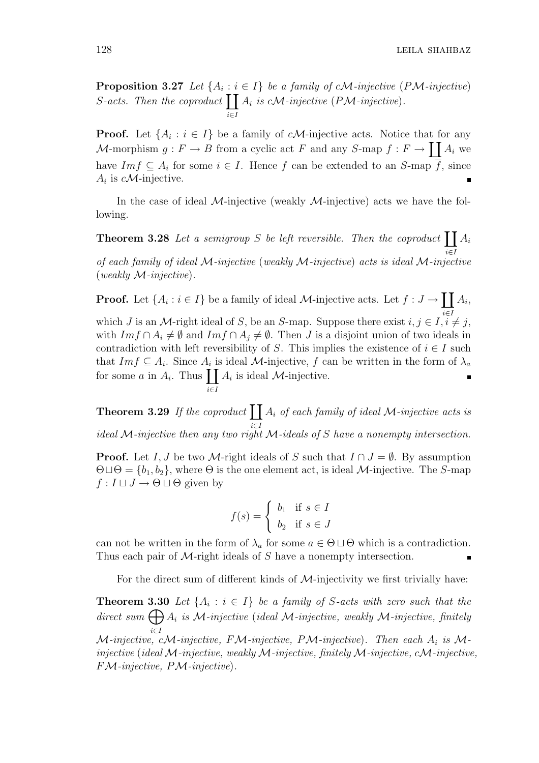**Proposition 3.27** *Let $\{A_i : i \in I\}$ be a family of $c\mathcal{M}$-injective ($P\mathcal{M}$-injective) $S$-acts. Then the coproduct $\coprod_{i\in I} A_i$ is $c\mathcal{M}$-injective ($P\mathcal{M}$-injective).*

**Proof.** Let $\{A_i : i \in I\}$ be a family of $c\mathcal{M}$-injective acts. Notice that for any $\mathcal{M}$-morphism $g : F \to B$ from a cyclic act $F$ and any $S$-map $f : F \to \coprod A_i$ we have $Imf \subseteq A_i$ for some $i \in I$. Hence $f$ can be extended to an $S$-map $\overline{f}$, since $A_i$ is $c\mathcal{M}$-injective. ∎

In the case of ideal $\mathcal{M}$-injective (weakly $\mathcal{M}$-injective) acts we have the following.

**Theorem 3.28** *Let a semigroup $S$ be left reversible. Then the coproduct $\coprod_{i\in I} A_i$ of each family of ideal $\mathcal{M}$-injective (weakly $\mathcal{M}$-injective) acts is ideal $\mathcal{M}$-injective (weakly $\mathcal{M}$-injective).*

**Proof.** Let $\{A_i : i \in I\}$ be a family of ideal $\mathcal{M}$-injective acts. Let $f : J \to \coprod_{i\in I} A_i$, which $J$ is an $\mathcal{M}$-right ideal of $S$, be an $S$-map. Suppose there exist $i, j \in I, i \neq j$, with $Imf \cap A_i \neq \emptyset$ and $Imf \cap A_j \neq \emptyset$. Then $J$ is a disjoint union of two ideals in contradiction with left reversibility of $S$. This implies the existence of $i \in I$ such that $Imf \subseteq A_i$. Since $A_i$ is ideal $\mathcal{M}$-injective, $f$ can be written in the form of $\lambda_a$ for some $a$ in $A_i$. Thus $\coprod_{i\in I} A_i$ is ideal $\mathcal{M}$-injective. ∎

**Theorem 3.29** *If the coproduct $\coprod_{i\in I} A_i$ of each family of ideal $\mathcal{M}$-injective acts is ideal $\mathcal{M}$-injective then any two right $\mathcal{M}$-ideals of $S$ have a nonempty intersection.*

**Proof.** Let $I, J$ be two $\mathcal{M}$-right ideals of $S$ such that $I \cap J = \emptyset$. By assumption $\Theta \sqcup \Theta = \{b_1, b_2\}$, where $\Theta$ is the one element act, is ideal $\mathcal{M}$-injective. The $S$-map $f : I \sqcup J \to \Theta \sqcup \Theta$ given by

$$f(s) = \begin{cases} b_1 & \text{if } s \in I \\ b_2 & \text{if } s \in J \end{cases}$$

can not be written in the form of $\lambda_a$ for some $a \in \Theta \sqcup \Theta$ which is a contradiction. Thus each pair of $\mathcal{M}$-right ideals of $S$ have a nonempty intersection. ∎

For the direct sum of different kinds of $\mathcal{M}$-injectivity we first trivially have:

**Theorem 3.30** *Let $\{A_i : i \in I\}$ be a family of $S$-acts with zero such that the direct sum $\bigoplus_{i\in I} A_i$ is $\mathcal{M}$-injective (ideal $\mathcal{M}$-injective, weakly $\mathcal{M}$-injective, finitely $\mathcal{M}$-injective, $c\mathcal{M}$-injective, $F\mathcal{M}$-injective, $P\mathcal{M}$-injective). Then each $A_i$ is $\mathcal{M}$-injective (ideal $\mathcal{M}$-injective, weakly $\mathcal{M}$-injective, finitely $\mathcal{M}$-injective, $c\mathcal{M}$-injective, $F\mathcal{M}$-injective, $P\mathcal{M}$-injective).*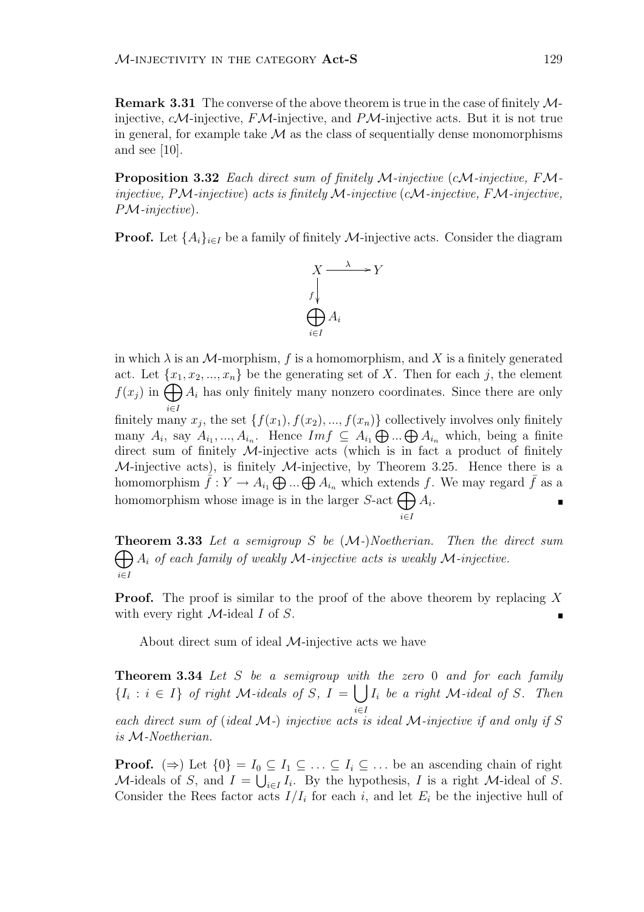**Remark 3.31** The converse of the above theorem is true in the case of finitely $\mathcal{M}$-injective, $c\mathcal{M}$-injective, $F\mathcal{M}$-injective, and $P\mathcal{M}$-injective acts. But it is not true in general, for example take $\mathcal{M}$ as the class of sequentially dense monomorphisms and see [10].

**Proposition 3.32** *Each direct sum of finitely $\mathcal{M}$-injective ($c\mathcal{M}$-injective, $F\mathcal{M}$-injective, $P\mathcal{M}$-injective) acts is finitely $\mathcal{M}$-injective ($c\mathcal{M}$-injective, $F\mathcal{M}$-injective, $P\mathcal{M}$-injective).*

**Proof.** Let $\{A_i\}_{i\in I}$ be a family of finitely $\mathcal{M}$-injective acts. Consider the diagram

$$\begin{array}{ccc} X & \xrightarrow{\lambda} & Y \\ {\scriptstyle f}\downarrow & & \\ \bigoplus_{i\in I} A_i & & \end{array}$$

in which $\lambda$ is an $\mathcal{M}$-morphism, $f$ is a homomorphism, and $X$ is a finitely generated act. Let $\{x_1, x_2, ..., x_n\}$ be the generating set of $X$. Then for each $j$, the element $f(x_j)$ in $\bigoplus_{i\in I} A_i$ has only finitely many nonzero coordinates. Since there are only finitely many $x_j$, the set $\{f(x_1), f(x_2), ..., f(x_n)\}$ collectively involves only finitely many $A_i$, say $A_{i_1}, ..., A_{i_n}$. Hence $Imf \subseteq A_{i_1} \bigoplus ... \bigoplus A_{i_n}$ which, being a finite direct sum of finitely $\mathcal{M}$-injective acts (which is in fact a product of finitely $\mathcal{M}$-injective acts), is finitely $\mathcal{M}$-injective, by Theorem 3.25. Hence there is a homomorphism $\bar{f} : Y \to A_{i_1} \bigoplus ... \bigoplus A_{i_n}$ which extends $f$. We may regard $\bar{f}$ as a homomorphism whose image is in the larger $S$-act $\bigoplus_{i\in I} A_i$. ∎

**Theorem 3.33** *Let a semigroup $S$ be ($\mathcal{M}$-)Noetherian. Then the direct sum $\bigoplus_{i\in I} A_i$ of each family of weakly $\mathcal{M}$-injective acts is weakly $\mathcal{M}$-injective.*

**Proof.** The proof is similar to the proof of the above theorem by replacing $X$ with every right $\mathcal{M}$-ideal $I$ of $S$. ∎

About direct sum of ideal $\mathcal{M}$-injective acts we have

**Theorem 3.34** *Let $S$ be a semigroup with the zero $0$ and for each family $\{I_i : i \in I\}$ of right $\mathcal{M}$-ideals of $S$, $I = \bigcup_{i\in I} I_i$ be a right $\mathcal{M}$-ideal of $S$. Then each direct sum of (ideal $\mathcal{M}$-) injective acts is ideal $\mathcal{M}$-injective if and only if $S$ is $\mathcal{M}$-Noetherian.*

**Proof.** ($\Rightarrow$) Let $\{0\} = I_0 \subseteq I_1 \subseteq \ldots \subseteq I_i \subseteq \ldots$ be an ascending chain of right $\mathcal{M}$-ideals of $S$, and $I = \bigcup_{i\in I} I_i$. By the hypothesis, $I$ is a right $\mathcal{M}$-ideal of $S$. Consider the Rees factor acts $I/I_i$ for each $i$, and let $E_i$ be the injective hull of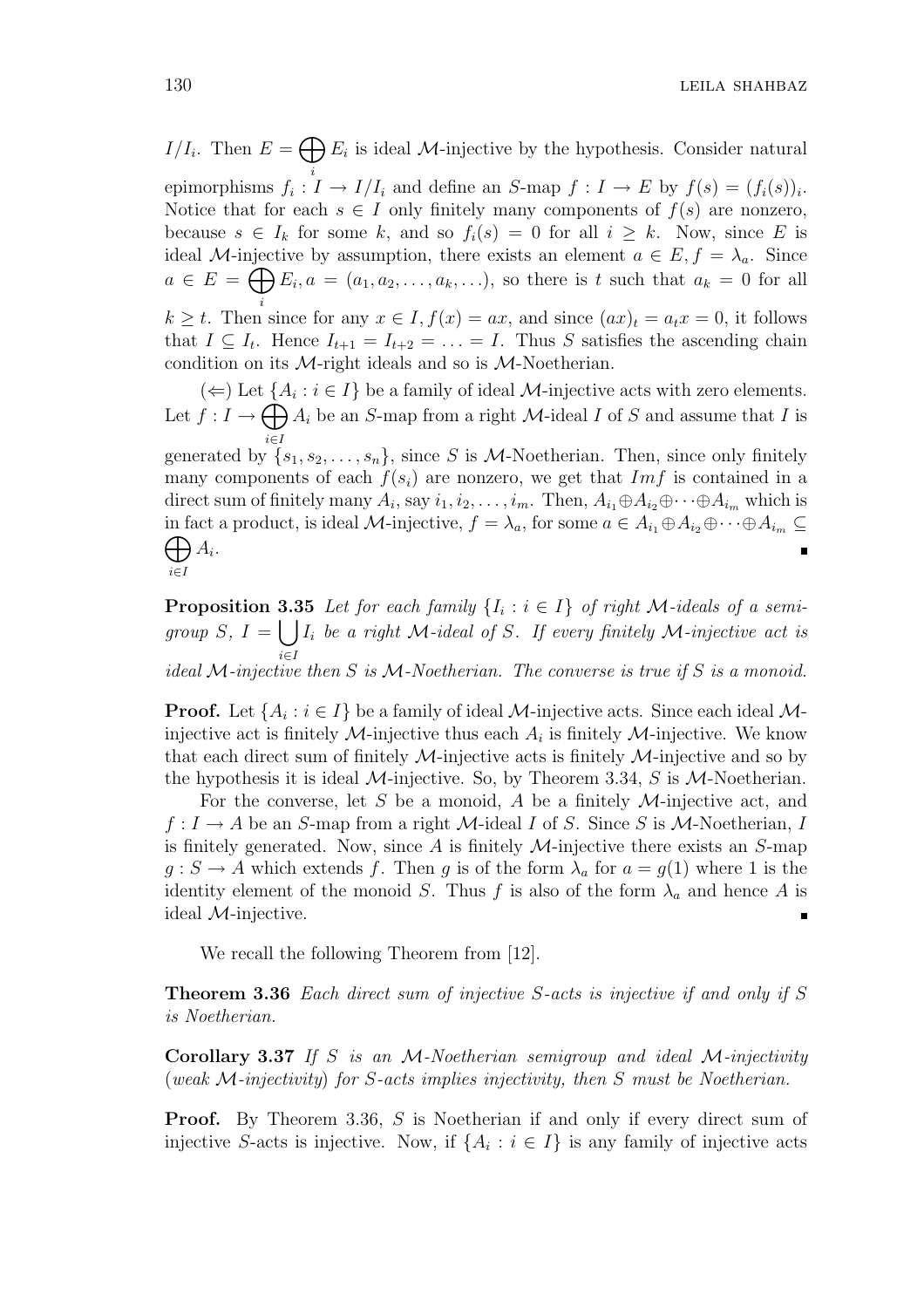$I/I_i$. Then $E = \bigoplus_i E_i$ is ideal $\mathcal{M}$-injective by the hypothesis. Consider natural epimorphisms $f_i : I \to I/I_i$ and define an $S$-map $f : I \to E$ by $f(s) = (f_i(s))_i$. Notice that for each $s \in I$ only finitely many components of $f(s)$ are nonzero, because $s \in I_k$ for some $k$, and so $f_i(s) = 0$ for all $i \geq k$. Now, since $E$ is ideal $\mathcal{M}$-injective by assumption, there exists an element $a \in E$, $f = \lambda_a$. Since $a \in E = \bigoplus_i E_i$, $a = (a_1, a_2, \ldots, a_k, \ldots)$, so there is $t$ such that $a_k = 0$ for all $k \geq t$. Then since for any $x \in I$, $f(x) = ax$, and since $(ax)_t = a_t x = 0$, it follows that $I \subseteq I_t$. Hence $I_{t+1} = I_{t+2} = \ldots = I$. Thus $S$ satisfies the ascending chain condition on its $\mathcal{M}$-right ideals and so is $\mathcal{M}$-Noetherian.

($\Leftarrow$) Let $\{A_i : i \in I\}$ be a family of ideal $\mathcal{M}$-injective acts with zero elements. Let $f : I \to \bigoplus_{i \in I} A_i$ be an $S$-map from a right $\mathcal{M}$-ideal $I$ of $S$ and assume that $I$ is generated by $\{s_1, s_2, \ldots, s_n\}$, since $S$ is $\mathcal{M}$-Noetherian. Then, since only finitely many components of each $f(s_i)$ are nonzero, we get that $Imf$ is contained in a direct sum of finitely many $A_i$, say $i_1, i_2, \ldots, i_m$. Then, $A_{i_1} \oplus A_{i_2} \oplus \cdots \oplus A_{i_m}$ which is in fact a product, is ideal $\mathcal{M}$-injective, $f = \lambda_a$, for some $a \in A_{i_1} \oplus A_{i_2} \oplus \cdots \oplus A_{i_m} \subseteq \bigoplus_{i \in I} A_i$. ∎

**Proposition 3.35** *Let for each family $\{I_i : i \in I\}$ of right $\mathcal{M}$-ideals of a semigroup $S$, $I = \bigcup_{i \in I} I_i$ be a right $\mathcal{M}$-ideal of $S$. If every finitely $\mathcal{M}$-injective act is ideal $\mathcal{M}$-injective then $S$ is $\mathcal{M}$-Noetherian. The converse is true if $S$ is a monoid.*

**Proof.** Let $\{A_i : i \in I\}$ be a family of ideal $\mathcal{M}$-injective acts. Since each ideal $\mathcal{M}$-injective act is finitely $\mathcal{M}$-injective thus each $A_i$ is finitely $\mathcal{M}$-injective. We know that each direct sum of finitely $\mathcal{M}$-injective acts is finitely $\mathcal{M}$-injective and so by the hypothesis it is ideal $\mathcal{M}$-injective. So, by Theorem 3.34, $S$ is $\mathcal{M}$-Noetherian.

For the converse, let $S$ be a monoid, $A$ be a finitely $\mathcal{M}$-injective act, and $f : I \to A$ be an $S$-map from a right $\mathcal{M}$-ideal $I$ of $S$. Since $S$ is $\mathcal{M}$-Noetherian, $I$ is finitely generated. Now, since $A$ is finitely $\mathcal{M}$-injective there exists an $S$-map $g : S \to A$ which extends $f$. Then $g$ is of the form $\lambda_a$ for $a = g(1)$ where 1 is the identity element of the monoid $S$. Thus $f$ is also of the form $\lambda_a$ and hence $A$ is ideal $\mathcal{M}$-injective. ∎

We recall the following Theorem from [12].

**Theorem 3.36** *Each direct sum of injective $S$-acts is injective if and only if $S$ is Noetherian.*

**Corollary 3.37** *If $S$ is an $\mathcal{M}$-Noetherian semigroup and ideal $\mathcal{M}$-injectivity (weak $\mathcal{M}$-injectivity) for $S$-acts implies injectivity, then $S$ must be Noetherian.*

**Proof.** By Theorem 3.36, $S$ is Noetherian if and only if every direct sum of injective $S$-acts is injective. Now, if $\{A_i : i \in I\}$ is any family of injective acts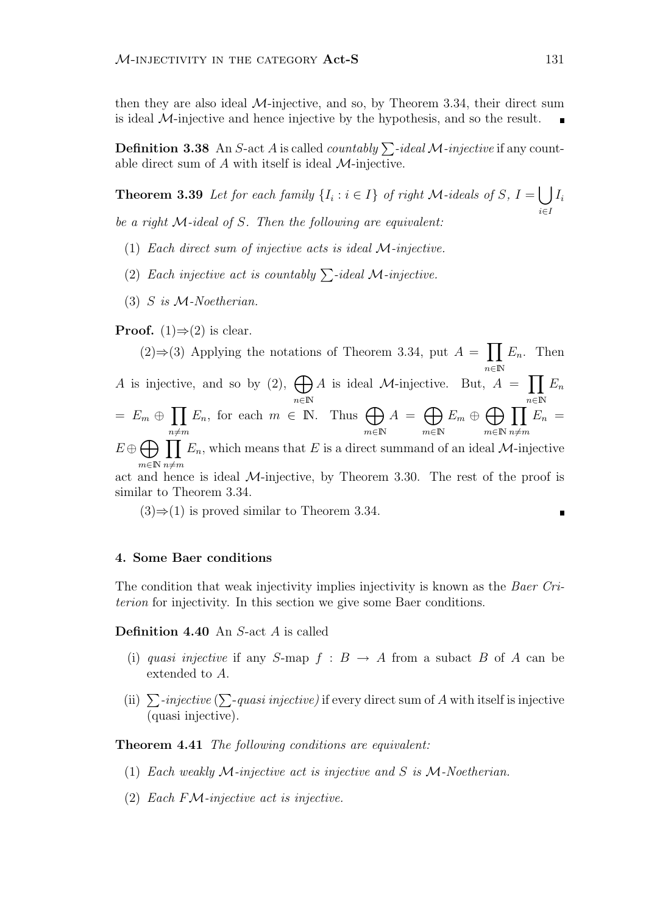then they are also ideal $\mathcal{M}$-injective, and so, by Theorem 3.34, their direct sum is ideal $\mathcal{M}$-injective and hence injective by the hypothesis, and so the result. ∎

**Definition 3.38** An $S$-act $A$ is called *countably $\sum$-ideal $\mathcal{M}$-injective* if any countable direct sum of $A$ with itself is ideal $\mathcal{M}$-injective.

**Theorem 3.39** *Let for each family $\{I_i : i \in I\}$ of right $\mathcal{M}$-ideals of $S$, $I = \bigcup_{i\in I} I_i$ be a right $\mathcal{M}$-ideal of $S$. Then the following are equivalent:*

1. *Each direct sum of injective acts is ideal $\mathcal{M}$-injective.*
2. *Each injective act is countably $\sum$-ideal $\mathcal{M}$-injective.*
3. *$S$ is $\mathcal{M}$-Noetherian.*

**Proof.** (1)⇒(2) is clear.

(2)⇒(3) Applying the notations of Theorem 3.34, put $A = \prod_{n\in\mathbb{N}} E_n$. Then $A$ is injective, and so by (2), $\bigoplus_{n\in\mathbb{N}} A$ is ideal $\mathcal{M}$-injective. But, $A = \prod_{n\in\mathbb{N}} E_n = E_m \oplus \prod_{n\neq m} E_n$, for each $m \in \mathbb{N}$. Thus $\bigoplus_{m\in\mathbb{N}} A = \bigoplus_{m\in\mathbb{N}} E_m \oplus \bigoplus_{m\in\mathbb{N}} \prod_{n\neq m} E_n = E \oplus \bigoplus_{m\in\mathbb{N}} \prod_{n\neq m} E_n$, which means that $E$ is a direct summand of an ideal $\mathcal{M}$-injective act and hence is ideal $\mathcal{M}$-injective, by Theorem 3.30. The rest of the proof is similar to Theorem 3.34.

(3)⇒(1) is proved similar to Theorem 3.34. ∎

## 4. Some Baer conditions

The condition that weak injectivity implies injectivity is known as the *Baer Criterion* for injectivity. In this section we give some Baer conditions.

**Definition 4.40** An $S$-act $A$ is called

(i) *quasi injective* if any $S$-map $f : B \to A$ from a subact $B$ of $A$ can be extended to $A$.

(ii) *$\sum$-injective ($\sum$-quasi injective)* if every direct sum of $A$ with itself is injective (quasi injective).

**Theorem 4.41** *The following conditions are equivalent:*

1. *Each weakly $\mathcal{M}$-injective act is injective and $S$ is $\mathcal{M}$-Noetherian.*
2. *Each $F\mathcal{M}$-injective act is injective.*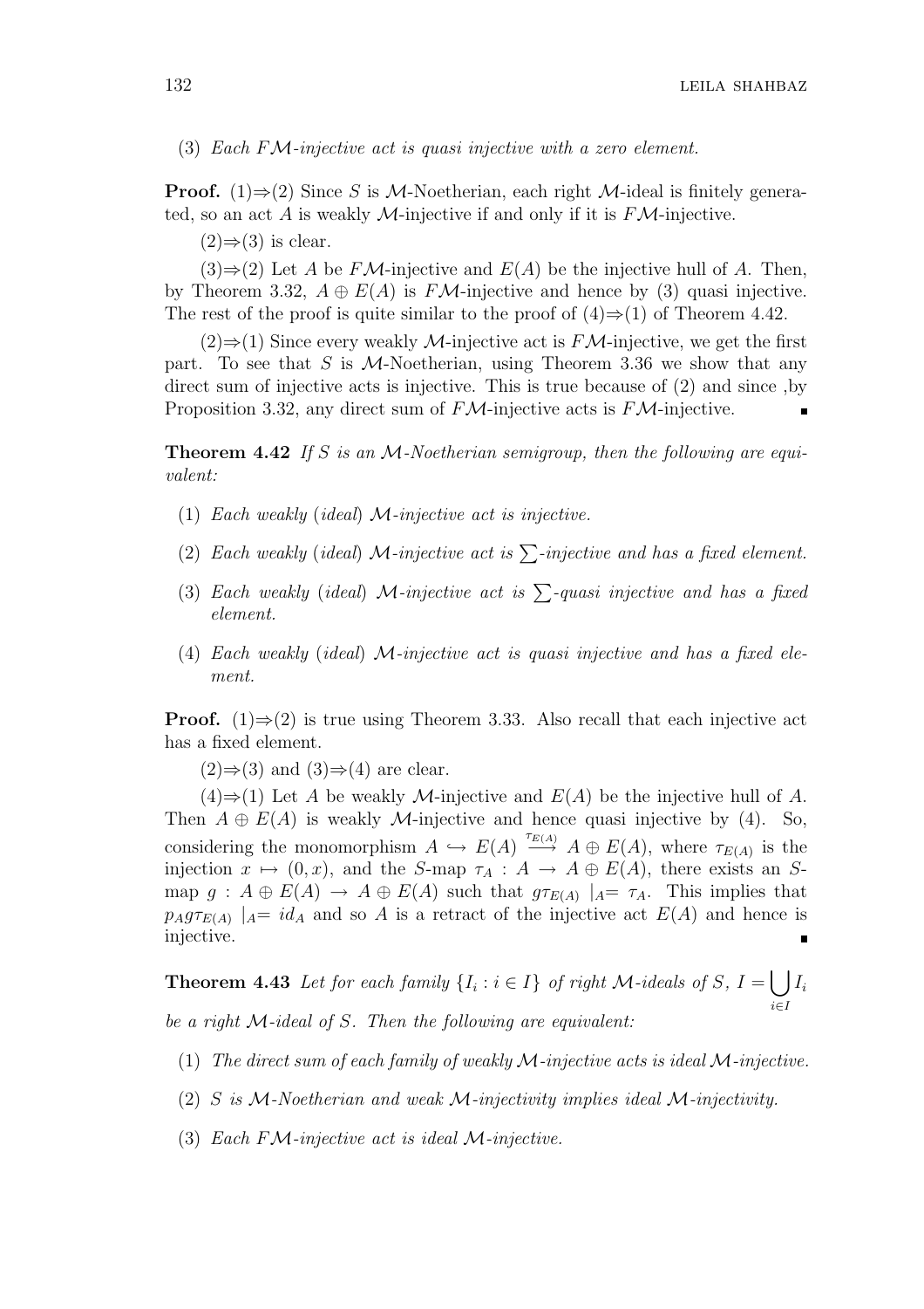(3) *Each $F\mathcal{M}$-injective act is quasi injective with a zero element.*

**Proof.** (1)⇒(2) Since $S$ is $\mathcal{M}$-Noetherian, each right $\mathcal{M}$-ideal is finitely generated, so an act $A$ is weakly $\mathcal{M}$-injective if and only if it is $F\mathcal{M}$-injective.

(2)⇒(3) is clear.

(3)⇒(2) Let $A$ be $F\mathcal{M}$-injective and $E(A)$ be the injective hull of $A$. Then, by Theorem 3.32, $A \oplus E(A)$ is $F\mathcal{M}$-injective and hence by (3) quasi injective. The rest of the proof is quite similar to the proof of (4)⇒(1) of Theorem 4.42.

(2)⇒(1) Since every weakly $\mathcal{M}$-injective act is $F\mathcal{M}$-injective, we get the first part. To see that $S$ is $\mathcal{M}$-Noetherian, using Theorem 3.36 we show that any direct sum of injective acts is injective. This is true because of (2) and since ,by Proposition 3.32, any direct sum of $F\mathcal{M}$-injective acts is $F\mathcal{M}$-injective. ∎

**Theorem 4.42** *If $S$ is an $\mathcal{M}$-Noetherian semigroup, then the following are equivalent:*

(1) *Each weakly (ideal) $\mathcal{M}$-injective act is injective.*

(2) *Each weakly (ideal) $\mathcal{M}$-injective act is $\sum$-injective and has a fixed element.*

(3) *Each weakly (ideal) $\mathcal{M}$-injective act is $\sum$-quasi injective and has a fixed element.*

(4) *Each weakly (ideal) $\mathcal{M}$-injective act is quasi injective and has a fixed element.*

**Proof.** (1)⇒(2) is true using Theorem 3.33. Also recall that each injective act has a fixed element.

(2)⇒(3) and (3)⇒(4) are clear.

(4)⇒(1) Let $A$ be weakly $\mathcal{M}$-injective and $E(A)$ be the injective hull of $A$. Then $A \oplus E(A)$ is weakly $\mathcal{M}$-injective and hence quasi injective by (4). So, considering the monomorphism $A \hookrightarrow E(A) \overset{\tau_{E(A)}}{\longrightarrow} A \oplus E(A)$, where $\tau_{E(A)}$ is the injection $x \mapsto (0, x)$, and the $S$-map $\tau_A : A \to A \oplus E(A)$, there exists an $S$-map $g : A \oplus E(A) \to A \oplus E(A)$ such that $g\tau_{E(A)} \mid_A = \tau_A$. This implies that $p_A g \tau_{E(A)} \mid_A = id_A$ and so $A$ is a retract of the injective act $E(A)$ and hence is injective. ∎

**Theorem 4.43** *Let for each family $\{I_i : i \in I\}$ of right $\mathcal{M}$-ideals of $S$, $I = \bigcup_{i \in I} I_i$ be a right $\mathcal{M}$-ideal of $S$. Then the following are equivalent:*

(1) *The direct sum of each family of weakly $\mathcal{M}$-injective acts is ideal $\mathcal{M}$-injective.*

(2) *$S$ is $\mathcal{M}$-Noetherian and weak $\mathcal{M}$-injectivity implies ideal $\mathcal{M}$-injectivity.*

(3) *Each $F\mathcal{M}$-injective act is ideal $\mathcal{M}$-injective.*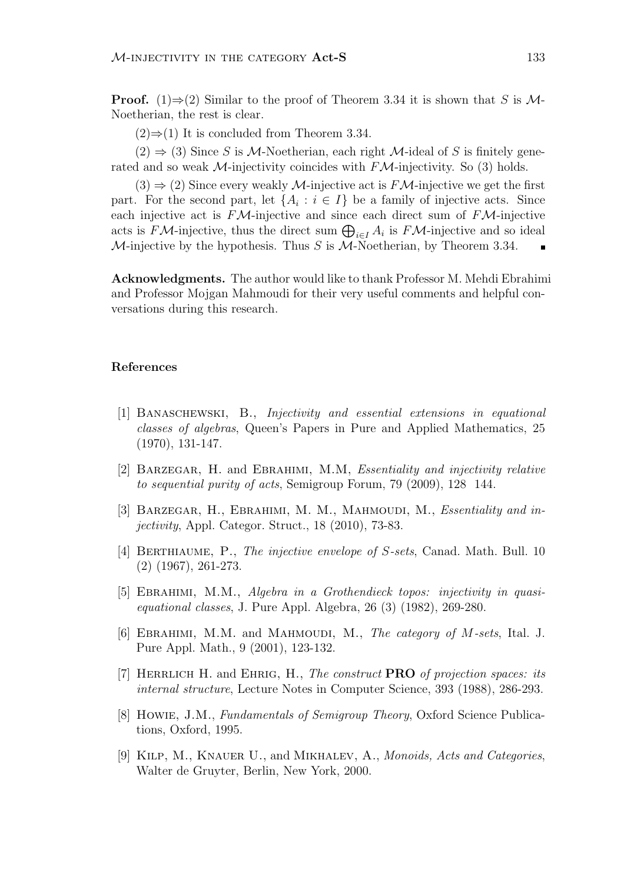**Proof.** (1)⇒(2) Similar to the proof of Theorem 3.34 it is shown that $S$ is $\mathcal{M}$-Noetherian, the rest is clear.

(2)⇒(1) It is concluded from Theorem 3.34.

(2) ⇒ (3) Since $S$ is $\mathcal{M}$-Noetherian, each right $\mathcal{M}$-ideal of $S$ is finitely generated and so weak $\mathcal{M}$-injectivity coincides with $F\mathcal{M}$-injectivity. So (3) holds.

(3) ⇒ (2) Since every weakly $\mathcal{M}$-injective act is $F\mathcal{M}$-injective we get the first part. For the second part, let $\{A_i : i \in I\}$ be a family of injective acts. Since each injective act is $F\mathcal{M}$-injective and since each direct sum of $F\mathcal{M}$-injective acts is $F\mathcal{M}$-injective, thus the direct sum $\bigoplus_{i\in I} A_i$ is $F\mathcal{M}$-injective and so ideal $\mathcal{M}$-injective by the hypothesis. Thus $S$ is $\mathcal{M}$-Noetherian, by Theorem 3.34. ∎

**Acknowledgments.** The author would like to thank Professor M. Mehdi Ebrahimi and Professor Mojgan Mahmoudi for their very useful comments and helpful conversations during this research.

## References

[1] Banaschewski, B., *Injectivity and essential extensions in equational classes of algebras*, Queen's Papers in Pure and Applied Mathematics, 25 (1970), 131-147.

[2] Barzegar, H. and Ebrahimi, M.M, *Essentiality and injectivity relative to sequential purity of acts*, Semigroup Forum, 79 (2009), 128 144.

[3] Barzegar, H., Ebrahimi, M. M., Mahmoudi, M., *Essentiality and injectivity*, Appl. Categor. Struct., 18 (2010), 73-83.

[4] Berthiaume, P., *The injective envelope of S-sets*, Canad. Math. Bull. 10 (2) (1967), 261-273.

[5] Ebrahimi, M.M., *Algebra in a Grothendieck topos: injectivity in quasi-equational classes*, J. Pure Appl. Algebra, 26 (3) (1982), 269-280.

[6] Ebrahimi, M.M. and Mahmoudi, M., *The category of M-sets*, Ital. J. Pure Appl. Math., 9 (2001), 123-132.

[7] Herrlich H. and Ehrig, H., *The construct* **PRO** *of projection spaces: its internal structure*, Lecture Notes in Computer Science, 393 (1988), 286-293.

[8] Howie, J.M., *Fundamentals of Semigroup Theory*, Oxford Science Publications, Oxford, 1995.

[9] Kilp, M., Knauer U., and Mikhalev, A., *Monoids, Acts and Categories*, Walter de Gruyter, Berlin, New York, 2000.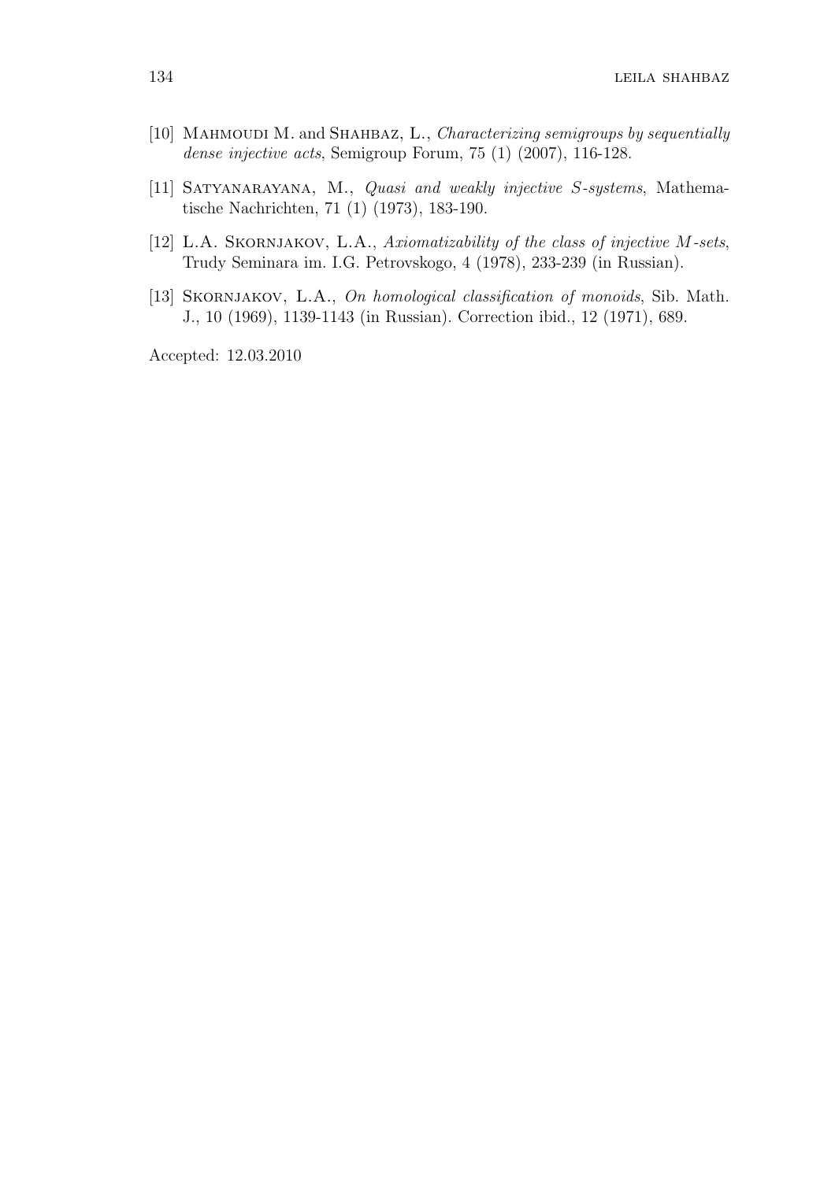[10] Mahmoudi M. and Shahbaz, L., *Characterizing semigroups by sequentially dense injective acts*, Semigroup Forum, 75 (1) (2007), 116-128.

[11] Satyanarayana, M., *Quasi and weakly injective $S$-systems*, Mathematische Nachrichten, 71 (1) (1973), 183-190.

[12] L.A. Skornjakov, L.A., *Axiomatizability of the class of injective $M$-sets*, Trudy Seminara im. I.G. Petrovskogo, 4 (1978), 233-239 (in Russian).

[13] Skornjakov, L.A., *On homological classification of monoids*, Sib. Math. J., 10 (1969), 1139-1143 (in Russian). Correction ibid., 12 (1971), 689.

Accepted: 12.03.2010